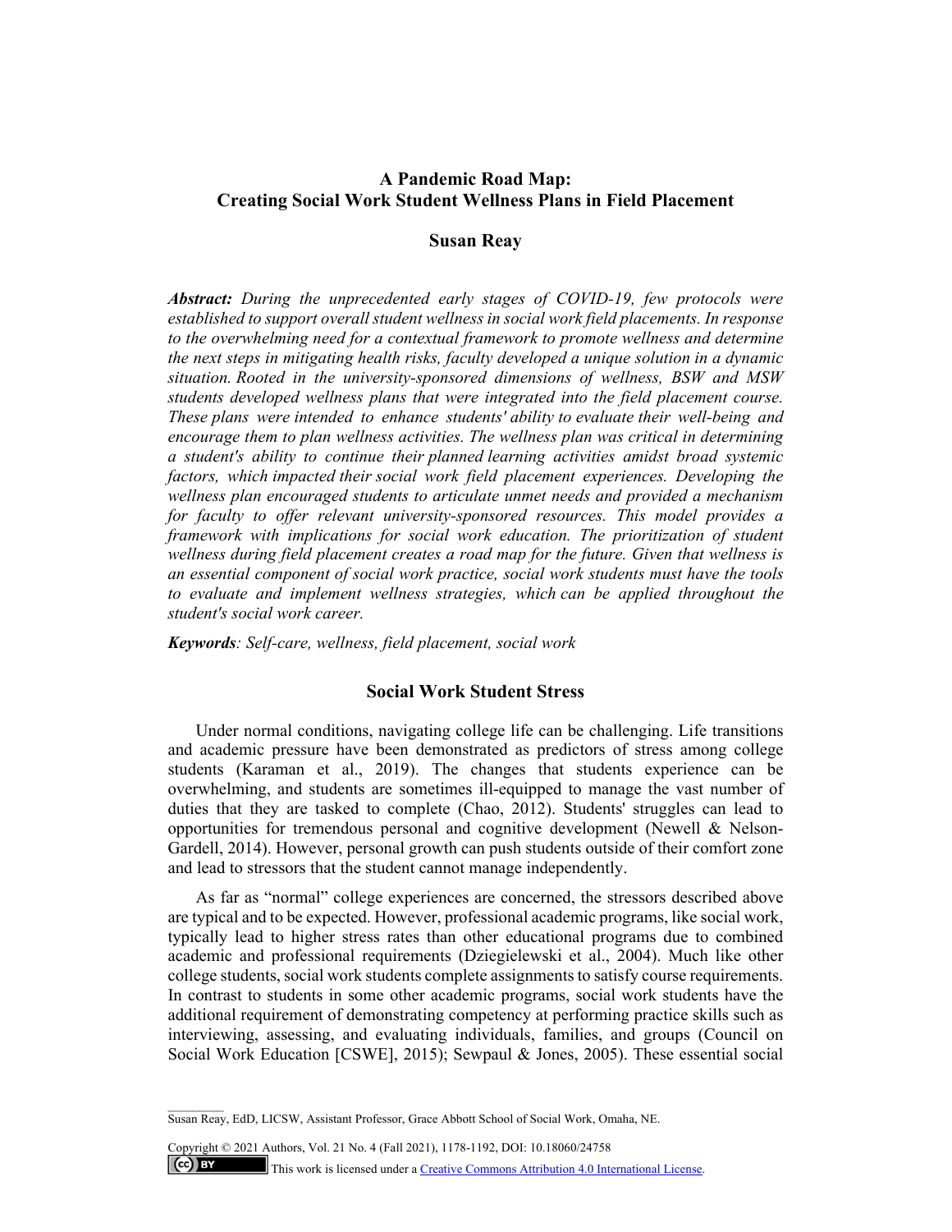# A Pandemic Road Map: Creating Social Work Student Wellness Plans in Field Placement

**Susan Reay**

***Abstract:*** *During the unprecedented early stages of COVID-19, few protocols were established to support overall student wellness in social work field placements. In response to the overwhelming need for a contextual framework to promote wellness and determine the next steps in mitigating health risks, faculty developed a unique solution in a dynamic situation. Rooted in the university-sponsored dimensions of wellness, BSW and MSW students developed wellness plans that were integrated into the field placement course. These plans were intended to enhance students' ability to evaluate their well-being and encourage them to plan wellness activities. The wellness plan was critical in determining a student's ability to continue their planned learning activities amidst broad systemic factors, which impacted their social work field placement experiences. Developing the wellness plan encouraged students to articulate unmet needs and provided a mechanism for faculty to offer relevant university-sponsored resources. This model provides a framework with implications for social work education. The prioritization of student wellness during field placement creates a road map for the future. Given that wellness is an essential component of social work practice, social work students must have the tools to evaluate and implement wellness strategies, which can be applied throughout the student's social work career.*

***Keywords****: Self-care, wellness, field placement, social work*

## Social Work Student Stress

Under normal conditions, navigating college life can be challenging. Life transitions and academic pressure have been demonstrated as predictors of stress among college students (Karaman et al., 2019). The changes that students experience can be overwhelming, and students are sometimes ill-equipped to manage the vast number of duties that they are tasked to complete (Chao, 2012). Students' struggles can lead to opportunities for tremendous personal and cognitive development (Newell & Nelson-Gardell, 2014). However, personal growth can push students outside of their comfort zone and lead to stressors that the student cannot manage independently.

As far as "normal" college experiences are concerned, the stressors described above are typical and to be expected. However, professional academic programs, like social work, typically lead to higher stress rates than other educational programs due to combined academic and professional requirements (Dziegielewski et al., 2004). Much like other college students, social work students complete assignments to satisfy course requirements. In contrast to students in some other academic programs, social work students have the additional requirement of demonstrating competency at performing practice skills such as interviewing, assessing, and evaluating individuals, families, and groups (Council on Social Work Education [CSWE], 2015); Sewpaul & Jones, 2005). These essential social

---

Susan Reay, EdD, LICSW, Assistant Professor, Grace Abbott School of Social Work, Omaha, NE.

Copyright © 2021 Authors, Vol. 21 No. 4 (Fall 2021), 1178-1192, DOI: 10.18060/24758

This work is licensed under a Creative Commons Attribution 4.0 International License.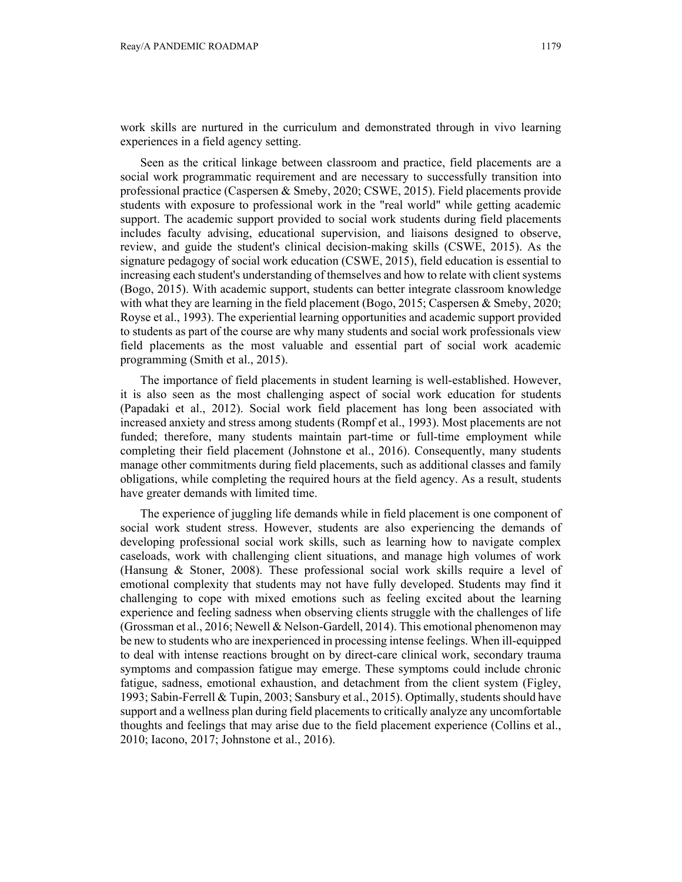work skills are nurtured in the curriculum and demonstrated through in vivo learning experiences in a field agency setting.

Seen as the critical linkage between classroom and practice, field placements are a social work programmatic requirement and are necessary to successfully transition into professional practice (Caspersen & Smeby, 2020; CSWE, 2015). Field placements provide students with exposure to professional work in the "real world" while getting academic support. The academic support provided to social work students during field placements includes faculty advising, educational supervision, and liaisons designed to observe, review, and guide the student's clinical decision-making skills (CSWE, 2015). As the signature pedagogy of social work education (CSWE, 2015), field education is essential to increasing each student's understanding of themselves and how to relate with client systems (Bogo, 2015). With academic support, students can better integrate classroom knowledge with what they are learning in the field placement (Bogo, 2015; Caspersen & Smeby, 2020; Royse et al., 1993). The experiential learning opportunities and academic support provided to students as part of the course are why many students and social work professionals view field placements as the most valuable and essential part of social work academic programming (Smith et al., 2015).

The importance of field placements in student learning is well-established. However, it is also seen as the most challenging aspect of social work education for students (Papadaki et al., 2012). Social work field placement has long been associated with increased anxiety and stress among students (Rompf et al., 1993). Most placements are not funded; therefore, many students maintain part-time or full-time employment while completing their field placement (Johnstone et al., 2016). Consequently, many students manage other commitments during field placements, such as additional classes and family obligations, while completing the required hours at the field agency. As a result, students have greater demands with limited time.

The experience of juggling life demands while in field placement is one component of social work student stress. However, students are also experiencing the demands of developing professional social work skills, such as learning how to navigate complex caseloads, work with challenging client situations, and manage high volumes of work (Hansung & Stoner, 2008). These professional social work skills require a level of emotional complexity that students may not have fully developed. Students may find it challenging to cope with mixed emotions such as feeling excited about the learning experience and feeling sadness when observing clients struggle with the challenges of life (Grossman et al., 2016; Newell & Nelson-Gardell, 2014). This emotional phenomenon may be new to students who are inexperienced in processing intense feelings. When ill-equipped to deal with intense reactions brought on by direct-care clinical work, secondary trauma symptoms and compassion fatigue may emerge. These symptoms could include chronic fatigue, sadness, emotional exhaustion, and detachment from the client system (Figley, 1993; Sabin-Ferrell & Tupin, 2003; Sansbury et al., 2015). Optimally, students should have support and a wellness plan during field placements to critically analyze any uncomfortable thoughts and feelings that may arise due to the field placement experience (Collins et al., 2010; Iacono, 2017; Johnstone et al., 2016).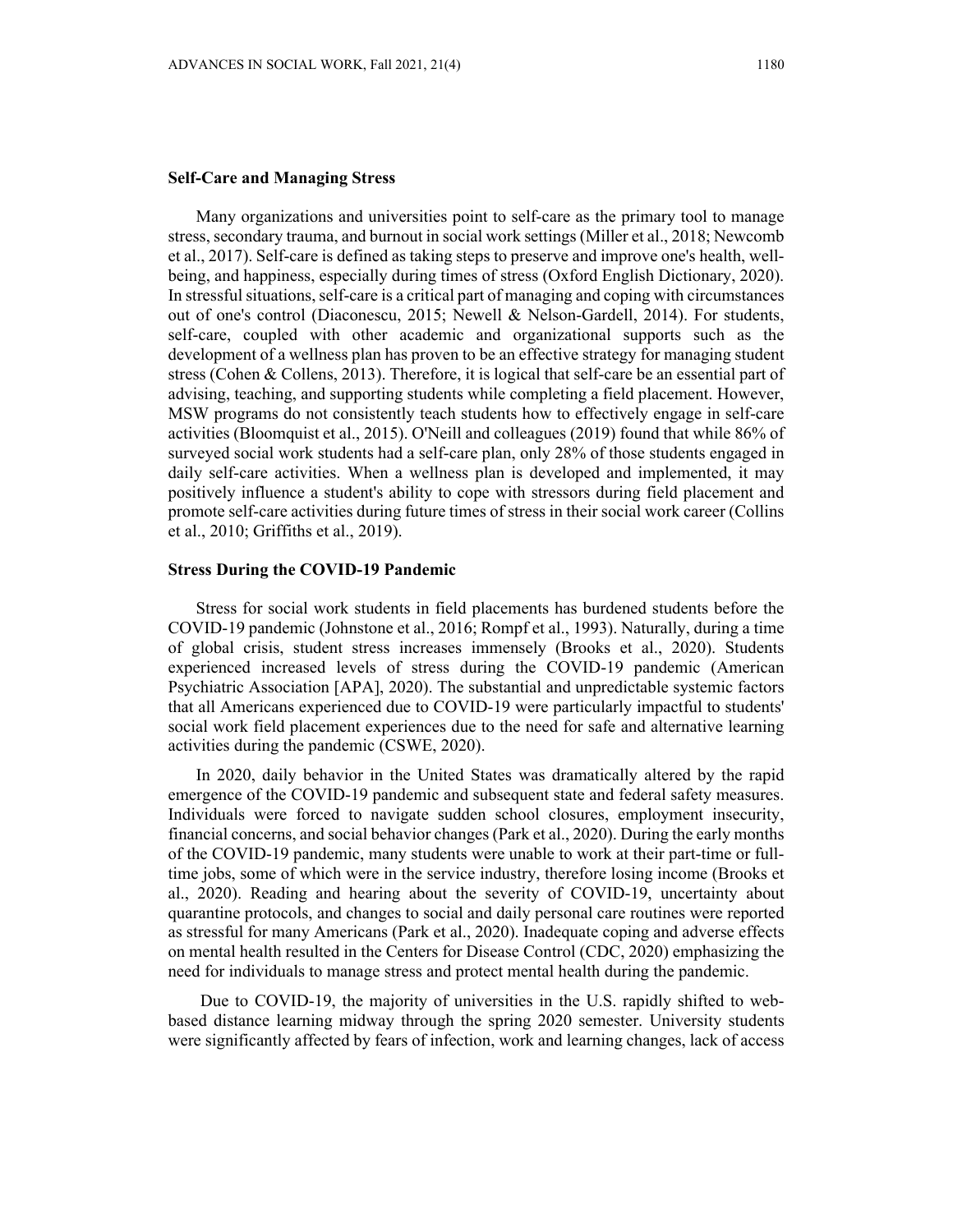## Self-Care and Managing Stress

Many organizations and universities point to self-care as the primary tool to manage stress, secondary trauma, and burnout in social work settings (Miller et al., 2018; Newcomb et al., 2017). Self-care is defined as taking steps to preserve and improve one's health, well-being, and happiness, especially during times of stress (Oxford English Dictionary, 2020). In stressful situations, self-care is a critical part of managing and coping with circumstances out of one's control (Diaconescu, 2015; Newell & Nelson-Gardell, 2014). For students, self-care, coupled with other academic and organizational supports such as the development of a wellness plan has proven to be an effective strategy for managing student stress (Cohen & Collens, 2013). Therefore, it is logical that self-care be an essential part of advising, teaching, and supporting students while completing a field placement. However, MSW programs do not consistently teach students how to effectively engage in self-care activities (Bloomquist et al., 2015). O'Neill and colleagues (2019) found that while 86% of surveyed social work students had a self-care plan, only 28% of those students engaged in daily self-care activities. When a wellness plan is developed and implemented, it may positively influence a student's ability to cope with stressors during field placement and promote self-care activities during future times of stress in their social work career (Collins et al., 2010; Griffiths et al., 2019).

## Stress During the COVID-19 Pandemic

Stress for social work students in field placements has burdened students before the COVID-19 pandemic (Johnstone et al., 2016; Rompf et al., 1993). Naturally, during a time of global crisis, student stress increases immensely (Brooks et al., 2020). Students experienced increased levels of stress during the COVID-19 pandemic (American Psychiatric Association [APA], 2020). The substantial and unpredictable systemic factors that all Americans experienced due to COVID-19 were particularly impactful to students' social work field placement experiences due to the need for safe and alternative learning activities during the pandemic (CSWE, 2020).

In 2020, daily behavior in the United States was dramatically altered by the rapid emergence of the COVID-19 pandemic and subsequent state and federal safety measures. Individuals were forced to navigate sudden school closures, employment insecurity, financial concerns, and social behavior changes (Park et al., 2020). During the early months of the COVID-19 pandemic, many students were unable to work at their part-time or full-time jobs, some of which were in the service industry, therefore losing income (Brooks et al., 2020). Reading and hearing about the severity of COVID-19, uncertainty about quarantine protocols, and changes to social and daily personal care routines were reported as stressful for many Americans (Park et al., 2020). Inadequate coping and adverse effects on mental health resulted in the Centers for Disease Control (CDC, 2020) emphasizing the need for individuals to manage stress and protect mental health during the pandemic.

Due to COVID-19, the majority of universities in the U.S. rapidly shifted to web-based distance learning midway through the spring 2020 semester. University students were significantly affected by fears of infection, work and learning changes, lack of access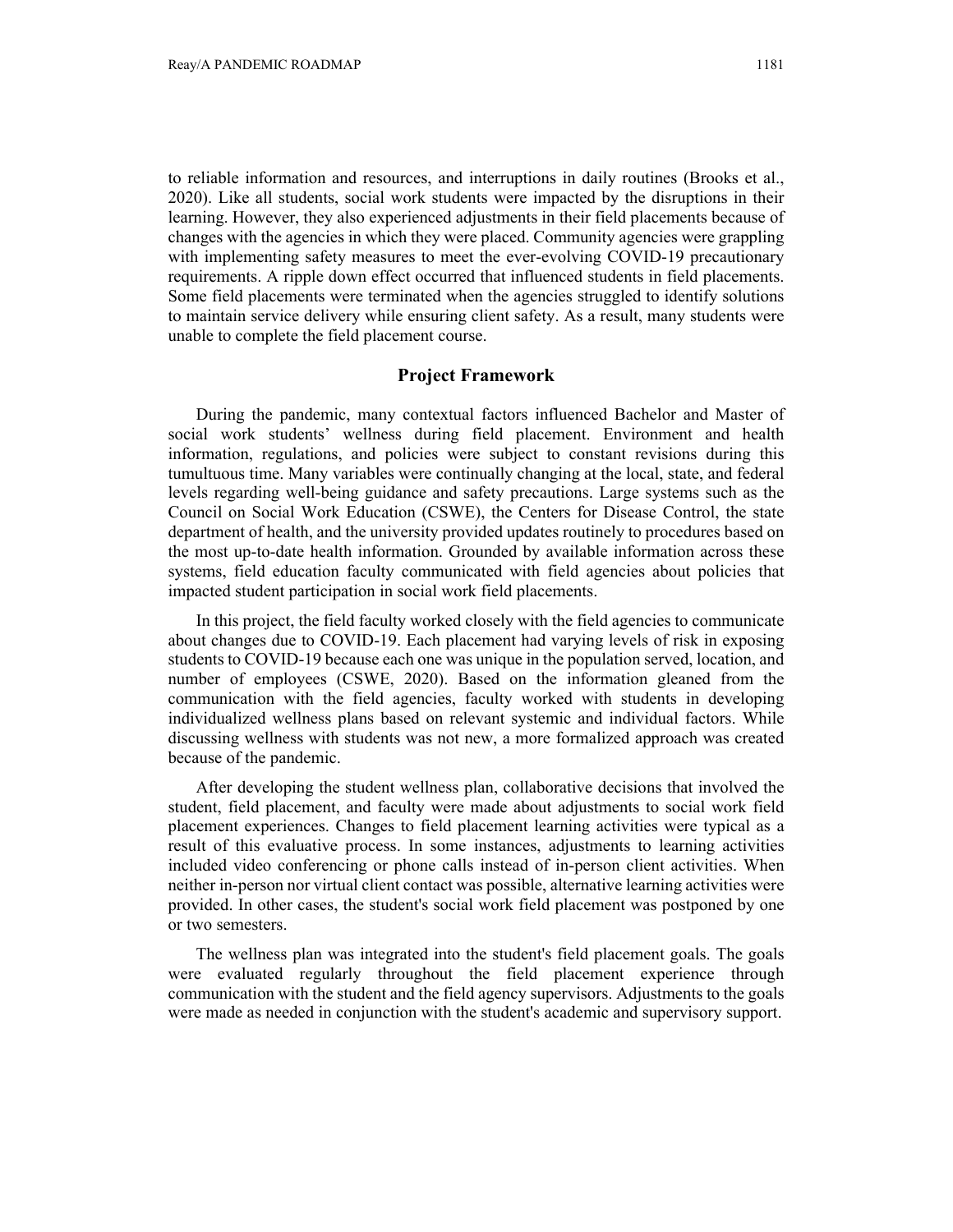to reliable information and resources, and interruptions in daily routines (Brooks et al., 2020). Like all students, social work students were impacted by the disruptions in their learning. However, they also experienced adjustments in their field placements because of changes with the agencies in which they were placed. Community agencies were grappling with implementing safety measures to meet the ever-evolving COVID-19 precautionary requirements. A ripple down effect occurred that influenced students in field placements. Some field placements were terminated when the agencies struggled to identify solutions to maintain service delivery while ensuring client safety. As a result, many students were unable to complete the field placement course.

## Project Framework

During the pandemic, many contextual factors influenced Bachelor and Master of social work students' wellness during field placement. Environment and health information, regulations, and policies were subject to constant revisions during this tumultuous time. Many variables were continually changing at the local, state, and federal levels regarding well-being guidance and safety precautions. Large systems such as the Council on Social Work Education (CSWE), the Centers for Disease Control, the state department of health, and the university provided updates routinely to procedures based on the most up-to-date health information. Grounded by available information across these systems, field education faculty communicated with field agencies about policies that impacted student participation in social work field placements.

In this project, the field faculty worked closely with the field agencies to communicate about changes due to COVID-19. Each placement had varying levels of risk in exposing students to COVID-19 because each one was unique in the population served, location, and number of employees (CSWE, 2020). Based on the information gleaned from the communication with the field agencies, faculty worked with students in developing individualized wellness plans based on relevant systemic and individual factors. While discussing wellness with students was not new, a more formalized approach was created because of the pandemic.

After developing the student wellness plan, collaborative decisions that involved the student, field placement, and faculty were made about adjustments to social work field placement experiences. Changes to field placement learning activities were typical as a result of this evaluative process. In some instances, adjustments to learning activities included video conferencing or phone calls instead of in-person client activities. When neither in-person nor virtual client contact was possible, alternative learning activities were provided. In other cases, the student's social work field placement was postponed by one or two semesters.

The wellness plan was integrated into the student's field placement goals. The goals were evaluated regularly throughout the field placement experience through communication with the student and the field agency supervisors. Adjustments to the goals were made as needed in conjunction with the student's academic and supervisory support.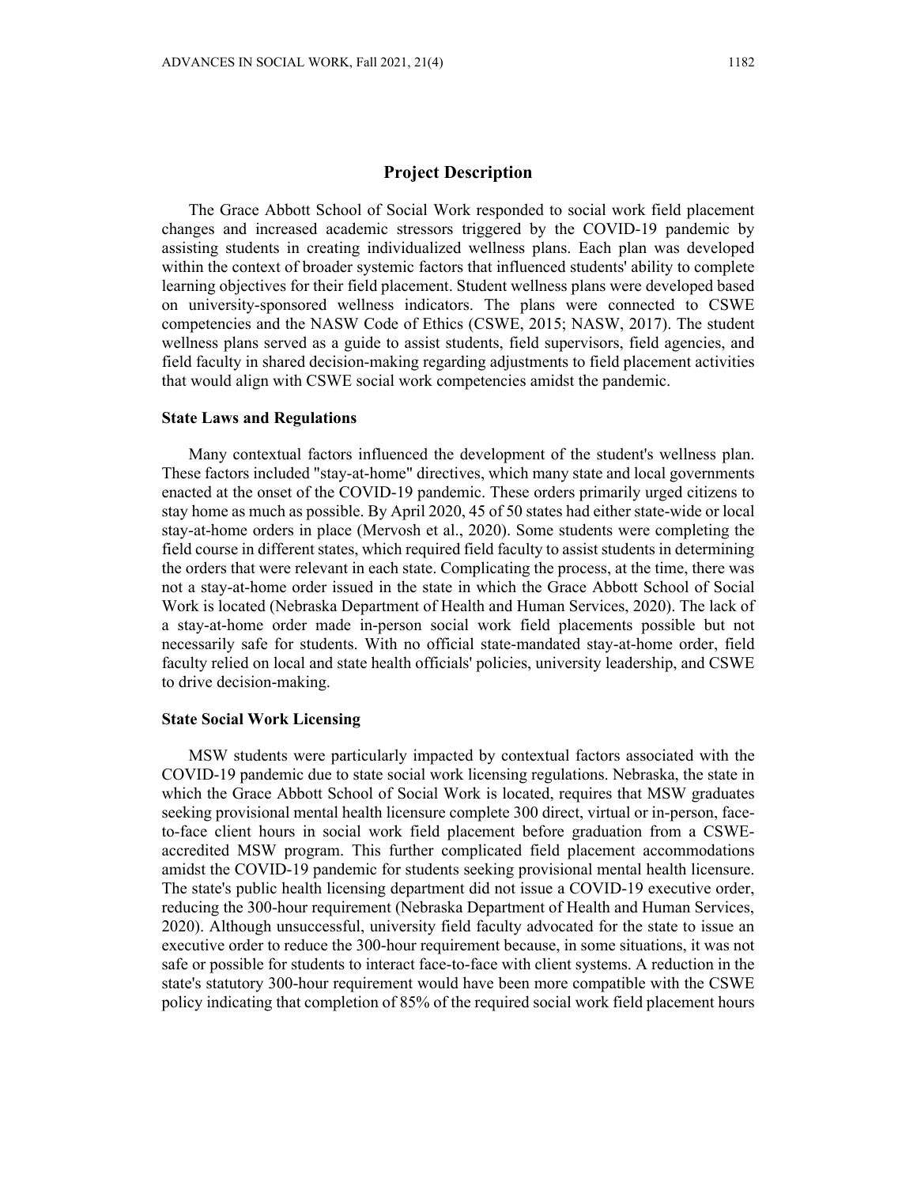## Project Description

The Grace Abbott School of Social Work responded to social work field placement changes and increased academic stressors triggered by the COVID-19 pandemic by assisting students in creating individualized wellness plans. Each plan was developed within the context of broader systemic factors that influenced students' ability to complete learning objectives for their field placement. Student wellness plans were developed based on university-sponsored wellness indicators. The plans were connected to CSWE competencies and the NASW Code of Ethics (CSWE, 2015; NASW, 2017). The student wellness plans served as a guide to assist students, field supervisors, field agencies, and field faculty in shared decision-making regarding adjustments to field placement activities that would align with CSWE social work competencies amidst the pandemic.

### State Laws and Regulations

Many contextual factors influenced the development of the student's wellness plan. These factors included "stay-at-home" directives, which many state and local governments enacted at the onset of the COVID-19 pandemic. These orders primarily urged citizens to stay home as much as possible. By April 2020, 45 of 50 states had either state-wide or local stay-at-home orders in place (Mervosh et al., 2020). Some students were completing the field course in different states, which required field faculty to assist students in determining the orders that were relevant in each state. Complicating the process, at the time, there was not a stay-at-home order issued in the state in which the Grace Abbott School of Social Work is located (Nebraska Department of Health and Human Services, 2020). The lack of a stay-at-home order made in-person social work field placements possible but not necessarily safe for students. With no official state-mandated stay-at-home order, field faculty relied on local and state health officials' policies, university leadership, and CSWE to drive decision-making.

### State Social Work Licensing

MSW students were particularly impacted by contextual factors associated with the COVID-19 pandemic due to state social work licensing regulations. Nebraska, the state in which the Grace Abbott School of Social Work is located, requires that MSW graduates seeking provisional mental health licensure complete 300 direct, virtual or in-person, face-to-face client hours in social work field placement before graduation from a CSWE-accredited MSW program. This further complicated field placement accommodations amidst the COVID-19 pandemic for students seeking provisional mental health licensure. The state's public health licensing department did not issue a COVID-19 executive order, reducing the 300-hour requirement (Nebraska Department of Health and Human Services, 2020). Although unsuccessful, university field faculty advocated for the state to issue an executive order to reduce the 300-hour requirement because, in some situations, it was not safe or possible for students to interact face-to-face with client systems. A reduction in the state's statutory 300-hour requirement would have been more compatible with the CSWE policy indicating that completion of 85% of the required social work field placement hours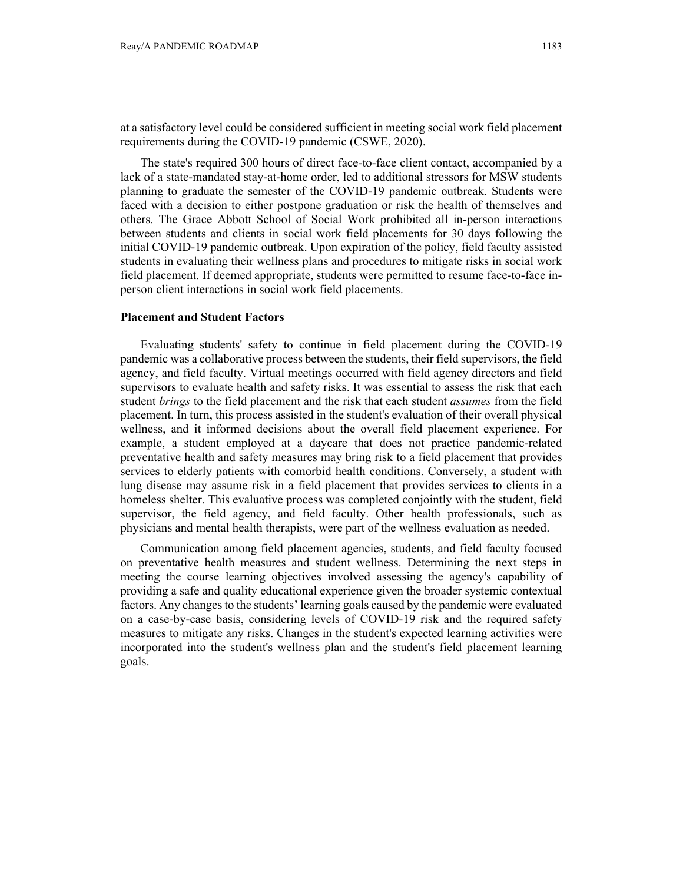at a satisfactory level could be considered sufficient in meeting social work field placement requirements during the COVID-19 pandemic (CSWE, 2020).

The state's required 300 hours of direct face-to-face client contact, accompanied by a lack of a state-mandated stay-at-home order, led to additional stressors for MSW students planning to graduate the semester of the COVID-19 pandemic outbreak. Students were faced with a decision to either postpone graduation or risk the health of themselves and others. The Grace Abbott School of Social Work prohibited all in-person interactions between students and clients in social work field placements for 30 days following the initial COVID-19 pandemic outbreak. Upon expiration of the policy, field faculty assisted students in evaluating their wellness plans and procedures to mitigate risks in social work field placement. If deemed appropriate, students were permitted to resume face-to-face in-person client interactions in social work field placements.

### Placement and Student Factors

Evaluating students' safety to continue in field placement during the COVID-19 pandemic was a collaborative process between the students, their field supervisors, the field agency, and field faculty. Virtual meetings occurred with field agency directors and field supervisors to evaluate health and safety risks. It was essential to assess the risk that each student *brings* to the field placement and the risk that each student *assumes* from the field placement. In turn, this process assisted in the student's evaluation of their overall physical wellness, and it informed decisions about the overall field placement experience. For example, a student employed at a daycare that does not practice pandemic-related preventative health and safety measures may bring risk to a field placement that provides services to elderly patients with comorbid health conditions. Conversely, a student with lung disease may assume risk in a field placement that provides services to clients in a homeless shelter. This evaluative process was completed conjointly with the student, field supervisor, the field agency, and field faculty. Other health professionals, such as physicians and mental health therapists, were part of the wellness evaluation as needed.

Communication among field placement agencies, students, and field faculty focused on preventative health measures and student wellness. Determining the next steps in meeting the course learning objectives involved assessing the agency's capability of providing a safe and quality educational experience given the broader systemic contextual factors. Any changes to the students' learning goals caused by the pandemic were evaluated on a case-by-case basis, considering levels of COVID-19 risk and the required safety measures to mitigate any risks. Changes in the student's expected learning activities were incorporated into the student's wellness plan and the student's field placement learning goals.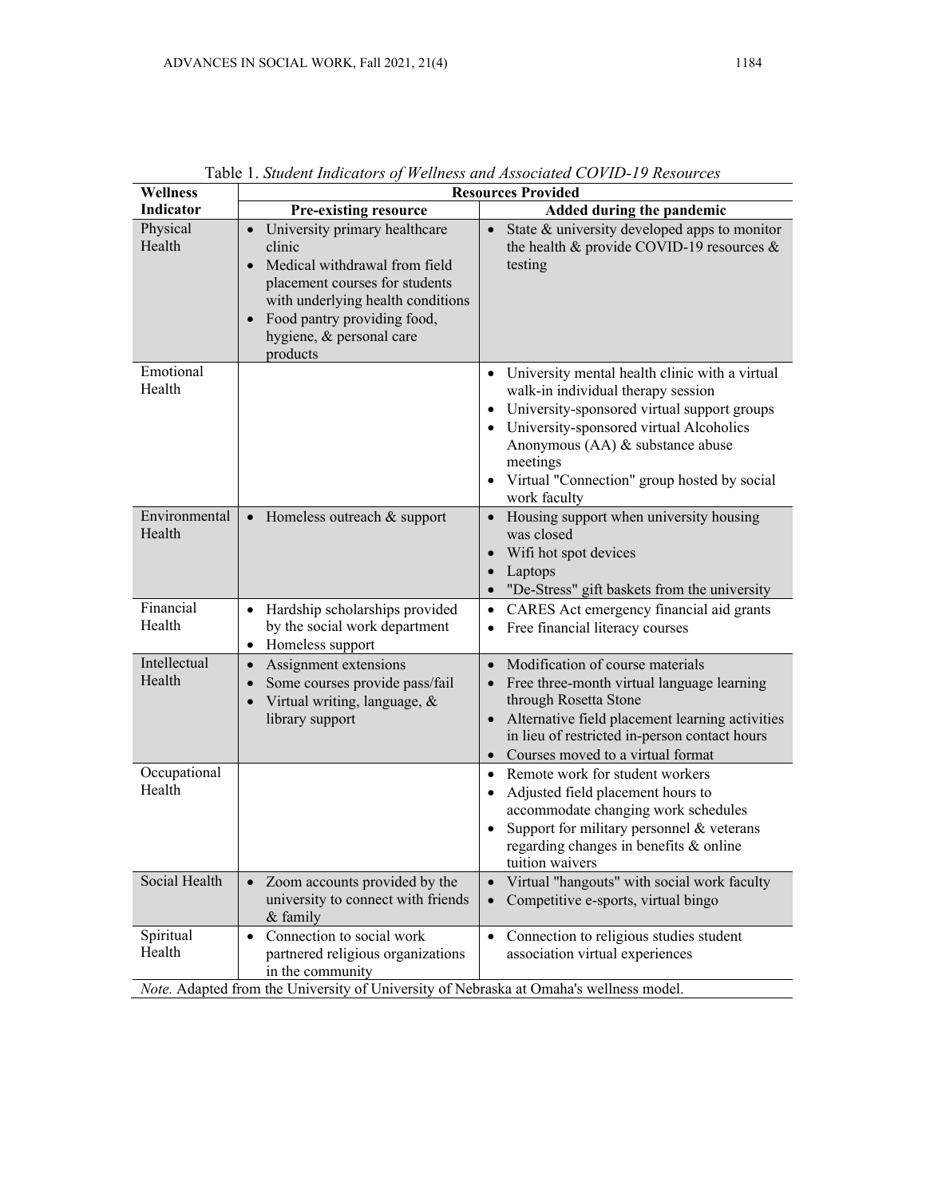Table 1. *Student Indicators of Wellness and Associated COVID-19 Resources*

| Wellness Indicator | Resources Provided | |
|---|---|---|
| | **Pre-existing resource** | **Added during the pandemic** |
| Physical Health | • University primary healthcare clinic<br>• Medical withdrawal from field placement courses for students with underlying health conditions<br>• Food pantry providing food, hygiene, & personal care products | • State & university developed apps to monitor the health & provide COVID-19 resources & testing |
| Emotional Health | | • University mental health clinic with a virtual walk-in individual therapy session<br>• University-sponsored virtual support groups<br>• University-sponsored virtual Alcoholics Anonymous (AA) & substance abuse meetings<br>• Virtual "Connection" group hosted by social work faculty |
| Environmental Health | • Homeless outreach & support | • Housing support when university housing was closed<br>• Wifi hot spot devices<br>• Laptops<br>• "De-Stress" gift baskets from the university |
| Financial Health | • Hardship scholarships provided by the social work department<br>• Homeless support | • CARES Act emergency financial aid grants<br>• Free financial literacy courses |
| Intellectual Health | • Assignment extensions<br>• Some courses provide pass/fail<br>• Virtual writing, language, & library support | • Modification of course materials<br>• Free three-month virtual language learning through Rosetta Stone<br>• Alternative field placement learning activities in lieu of restricted in-person contact hours<br>• Courses moved to a virtual format |
| Occupational Health | | • Remote work for student workers<br>• Adjusted field placement hours to accommodate changing work schedules<br>• Support for military personnel & veterans regarding changes in benefits & online tuition waivers |
| Social Health | • Zoom accounts provided by the university to connect with friends & family | • Virtual "hangouts" with social work faculty<br>• Competitive e-sports, virtual bingo |
| Spiritual Health | • Connection to social work partnered religious organizations in the community | • Connection to religious studies student association virtual experiences |

*Note.* Adapted from the University of University of Nebraska at Omaha's wellness model.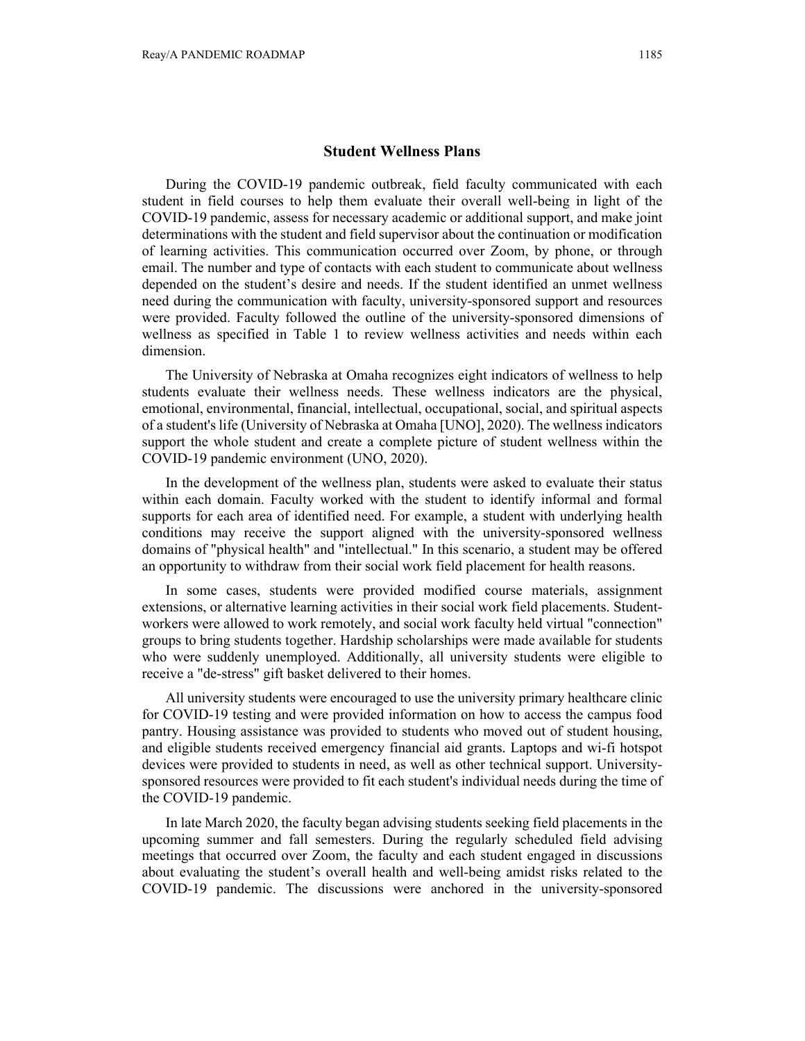## Student Wellness Plans

During the COVID-19 pandemic outbreak, field faculty communicated with each student in field courses to help them evaluate their overall well-being in light of the COVID-19 pandemic, assess for necessary academic or additional support, and make joint determinations with the student and field supervisor about the continuation or modification of learning activities. This communication occurred over Zoom, by phone, or through email. The number and type of contacts with each student to communicate about wellness depended on the student's desire and needs. If the student identified an unmet wellness need during the communication with faculty, university-sponsored support and resources were provided. Faculty followed the outline of the university-sponsored dimensions of wellness as specified in Table 1 to review wellness activities and needs within each dimension.

The University of Nebraska at Omaha recognizes eight indicators of wellness to help students evaluate their wellness needs. These wellness indicators are the physical, emotional, environmental, financial, intellectual, occupational, social, and spiritual aspects of a student's life (University of Nebraska at Omaha [UNO], 2020). The wellness indicators support the whole student and create a complete picture of student wellness within the COVID-19 pandemic environment (UNO, 2020).

In the development of the wellness plan, students were asked to evaluate their status within each domain. Faculty worked with the student to identify informal and formal supports for each area of identified need. For example, a student with underlying health conditions may receive the support aligned with the university-sponsored wellness domains of "physical health" and "intellectual." In this scenario, a student may be offered an opportunity to withdraw from their social work field placement for health reasons.

In some cases, students were provided modified course materials, assignment extensions, or alternative learning activities in their social work field placements. Student-workers were allowed to work remotely, and social work faculty held virtual "connection" groups to bring students together. Hardship scholarships were made available for students who were suddenly unemployed. Additionally, all university students were eligible to receive a "de-stress" gift basket delivered to their homes.

All university students were encouraged to use the university primary healthcare clinic for COVID-19 testing and were provided information on how to access the campus food pantry. Housing assistance was provided to students who moved out of student housing, and eligible students received emergency financial aid grants. Laptops and wi-fi hotspot devices were provided to students in need, as well as other technical support. University-sponsored resources were provided to fit each student's individual needs during the time of the COVID-19 pandemic.

In late March 2020, the faculty began advising students seeking field placements in the upcoming summer and fall semesters. During the regularly scheduled field advising meetings that occurred over Zoom, the faculty and each student engaged in discussions about evaluating the student's overall health and well-being amidst risks related to the COVID-19 pandemic. The discussions were anchored in the university-sponsored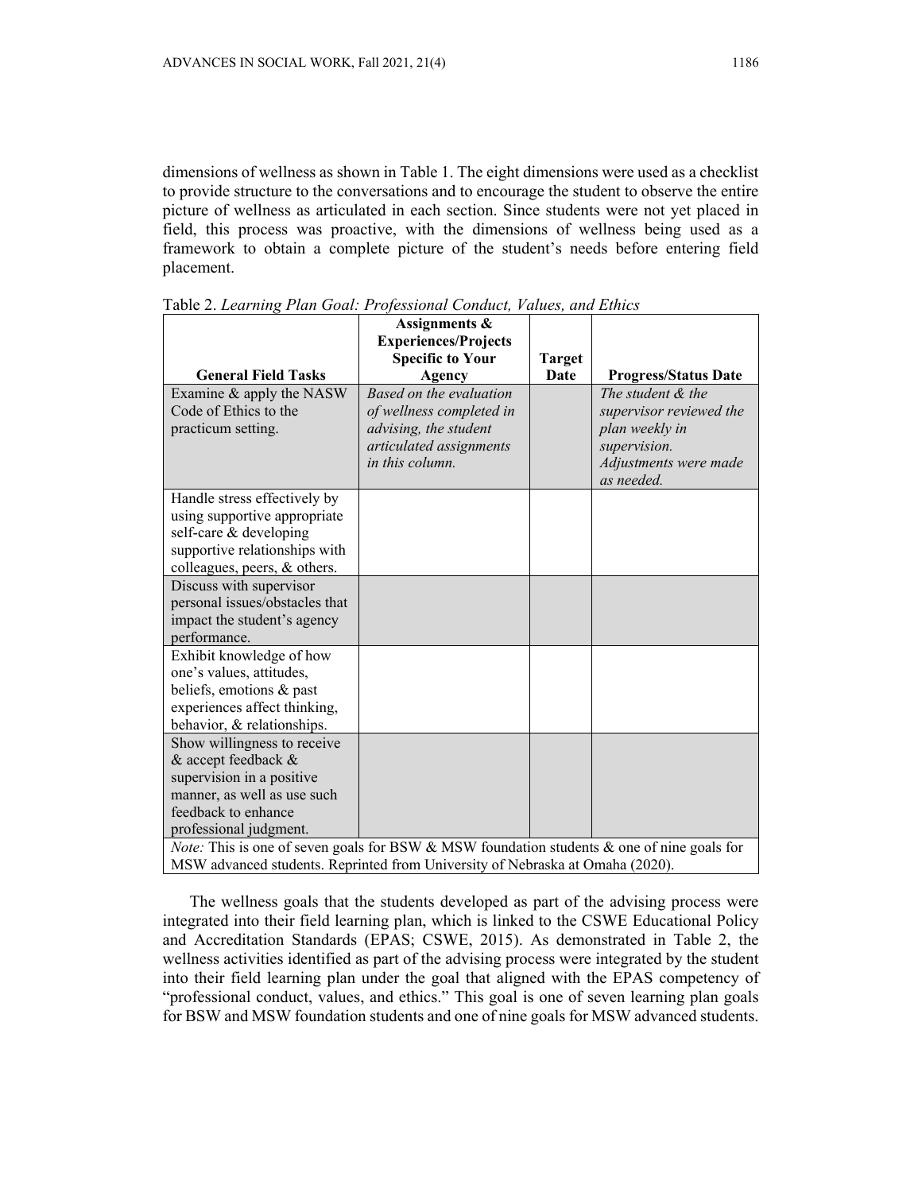dimensions of wellness as shown in Table 1. The eight dimensions were used as a checklist to provide structure to the conversations and to encourage the student to observe the entire picture of wellness as articulated in each section. Since students were not yet placed in field, this process was proactive, with the dimensions of wellness being used as a framework to obtain a complete picture of the student's needs before entering field placement.

Table 2. *Learning Plan Goal: Professional Conduct, Values, and Ethics*

| General Field Tasks | Assignments & Experiences/Projects Specific to Your Agency | Target Date | Progress/Status Date |
|---|---|---|---|
| Examine & apply the NASW Code of Ethics to the practicum setting. | *Based on the evaluation of wellness completed in advising, the student articulated assignments in this column.* | | *The student & the supervisor reviewed the plan weekly in supervision. Adjustments were made as needed.* |
| Handle stress effectively by using supportive appropriate self-care & developing supportive relationships with colleagues, peers, & others. | | | |
| Discuss with supervisor personal issues/obstacles that impact the student's agency performance. | | | |
| Exhibit knowledge of how one's values, attitudes, beliefs, emotions & past experiences affect thinking, behavior, & relationships. | | | |
| Show willingness to receive & accept feedback & supervision in a positive manner, as well as use such feedback to enhance professional judgment. | | | |

*Note:* This is one of seven goals for BSW & MSW foundation students & one of nine goals for MSW advanced students. Reprinted from University of Nebraska at Omaha (2020).

The wellness goals that the students developed as part of the advising process were integrated into their field learning plan, which is linked to the CSWE Educational Policy and Accreditation Standards (EPAS; CSWE, 2015). As demonstrated in Table 2, the wellness activities identified as part of the advising process were integrated by the student into their field learning plan under the goal that aligned with the EPAS competency of "professional conduct, values, and ethics." This goal is one of seven learning plan goals for BSW and MSW foundation students and one of nine goals for MSW advanced students.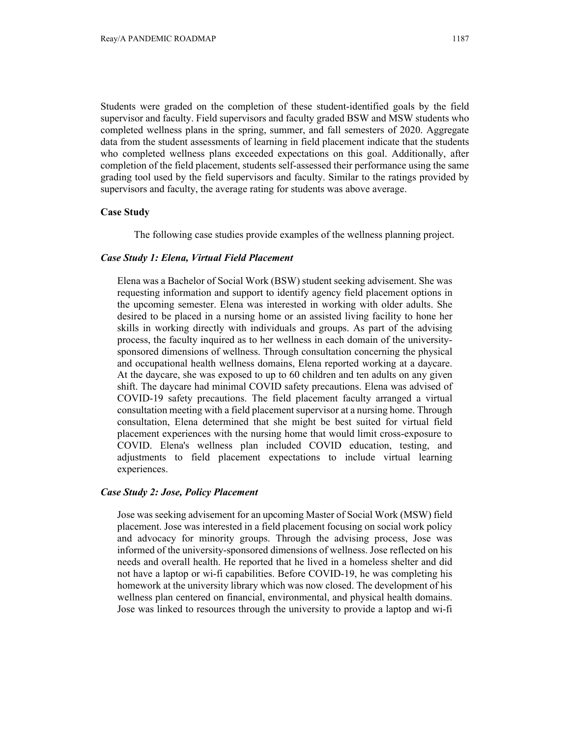Students were graded on the completion of these student-identified goals by the field supervisor and faculty. Field supervisors and faculty graded BSW and MSW students who completed wellness plans in the spring, summer, and fall semesters of 2020. Aggregate data from the student assessments of learning in field placement indicate that the students who completed wellness plans exceeded expectations on this goal. Additionally, after completion of the field placement, students self-assessed their performance using the same grading tool used by the field supervisors and faculty. Similar to the ratings provided by supervisors and faculty, the average rating for students was above average.

**Case Study**

The following case studies provide examples of the wellness planning project.

***Case Study 1: Elena, Virtual Field Placement***

> Elena was a Bachelor of Social Work (BSW) student seeking advisement. She was requesting information and support to identify agency field placement options in the upcoming semester. Elena was interested in working with older adults. She desired to be placed in a nursing home or an assisted living facility to hone her skills in working directly with individuals and groups. As part of the advising process, the faculty inquired as to her wellness in each domain of the university-sponsored dimensions of wellness. Through consultation concerning the physical and occupational health wellness domains, Elena reported working at a daycare. At the daycare, she was exposed to up to 60 children and ten adults on any given shift. The daycare had minimal COVID safety precautions. Elena was advised of COVID-19 safety precautions. The field placement faculty arranged a virtual consultation meeting with a field placement supervisor at a nursing home. Through consultation, Elena determined that she might be best suited for virtual field placement experiences with the nursing home that would limit cross-exposure to COVID. Elena's wellness plan included COVID education, testing, and adjustments to field placement expectations to include virtual learning experiences.

***Case Study 2: Jose, Policy Placement***

> Jose was seeking advisement for an upcoming Master of Social Work (MSW) field placement. Jose was interested in a field placement focusing on social work policy and advocacy for minority groups. Through the advising process, Jose was informed of the university-sponsored dimensions of wellness. Jose reflected on his needs and overall health. He reported that he lived in a homeless shelter and did not have a laptop or wi-fi capabilities. Before COVID-19, he was completing his homework at the university library which was now closed. The development of his wellness plan centered on financial, environmental, and physical health domains. Jose was linked to resources through the university to provide a laptop and wi-fi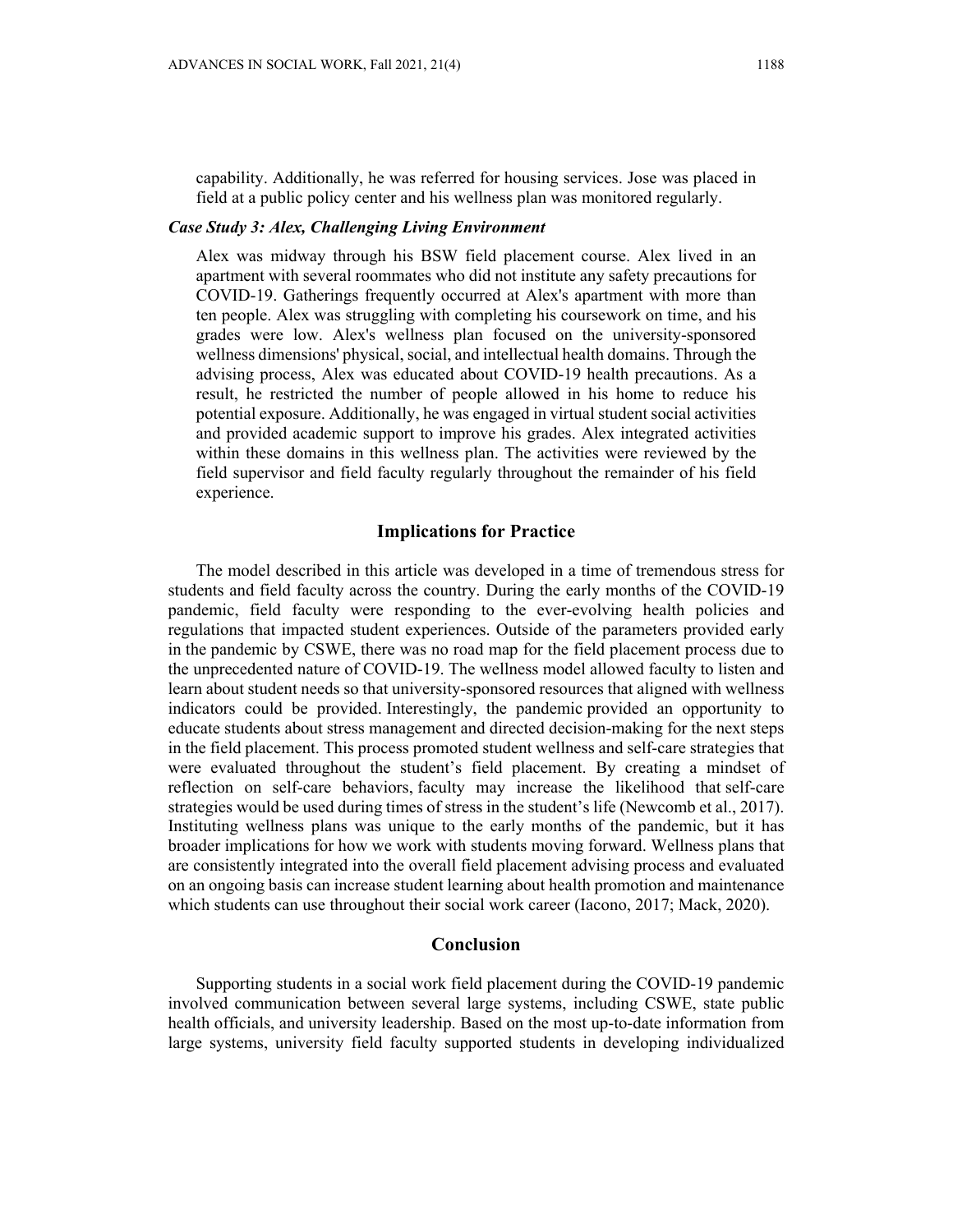capability. Additionally, he was referred for housing services. Jose was placed in field at a public policy center and his wellness plan was monitored regularly.

***Case Study 3: Alex, Challenging Living Environment***

Alex was midway through his BSW field placement course. Alex lived in an apartment with several roommates who did not institute any safety precautions for COVID-19. Gatherings frequently occurred at Alex's apartment with more than ten people. Alex was struggling with completing his coursework on time, and his grades were low. Alex's wellness plan focused on the university-sponsored wellness dimensions' physical, social, and intellectual health domains. Through the advising process, Alex was educated about COVID-19 health precautions. As a result, he restricted the number of people allowed in his home to reduce his potential exposure. Additionally, he was engaged in virtual student social activities and provided academic support to improve his grades. Alex integrated activities within these domains in this wellness plan. The activities were reviewed by the field supervisor and field faculty regularly throughout the remainder of his field experience.

## Implications for Practice

The model described in this article was developed in a time of tremendous stress for students and field faculty across the country. During the early months of the COVID-19 pandemic, field faculty were responding to the ever-evolving health policies and regulations that impacted student experiences. Outside of the parameters provided early in the pandemic by CSWE, there was no road map for the field placement process due to the unprecedented nature of COVID-19. The wellness model allowed faculty to listen and learn about student needs so that university-sponsored resources that aligned with wellness indicators could be provided. Interestingly, the pandemic provided an opportunity to educate students about stress management and directed decision-making for the next steps in the field placement. This process promoted student wellness and self-care strategies that were evaluated throughout the student's field placement. By creating a mindset of reflection on self-care behaviors, faculty may increase the likelihood that self-care strategies would be used during times of stress in the student's life (Newcomb et al., 2017). Instituting wellness plans was unique to the early months of the pandemic, but it has broader implications for how we work with students moving forward. Wellness plans that are consistently integrated into the overall field placement advising process and evaluated on an ongoing basis can increase student learning about health promotion and maintenance which students can use throughout their social work career (Iacono, 2017; Mack, 2020).

## Conclusion

Supporting students in a social work field placement during the COVID-19 pandemic involved communication between several large systems, including CSWE, state public health officials, and university leadership. Based on the most up-to-date information from large systems, university field faculty supported students in developing individualized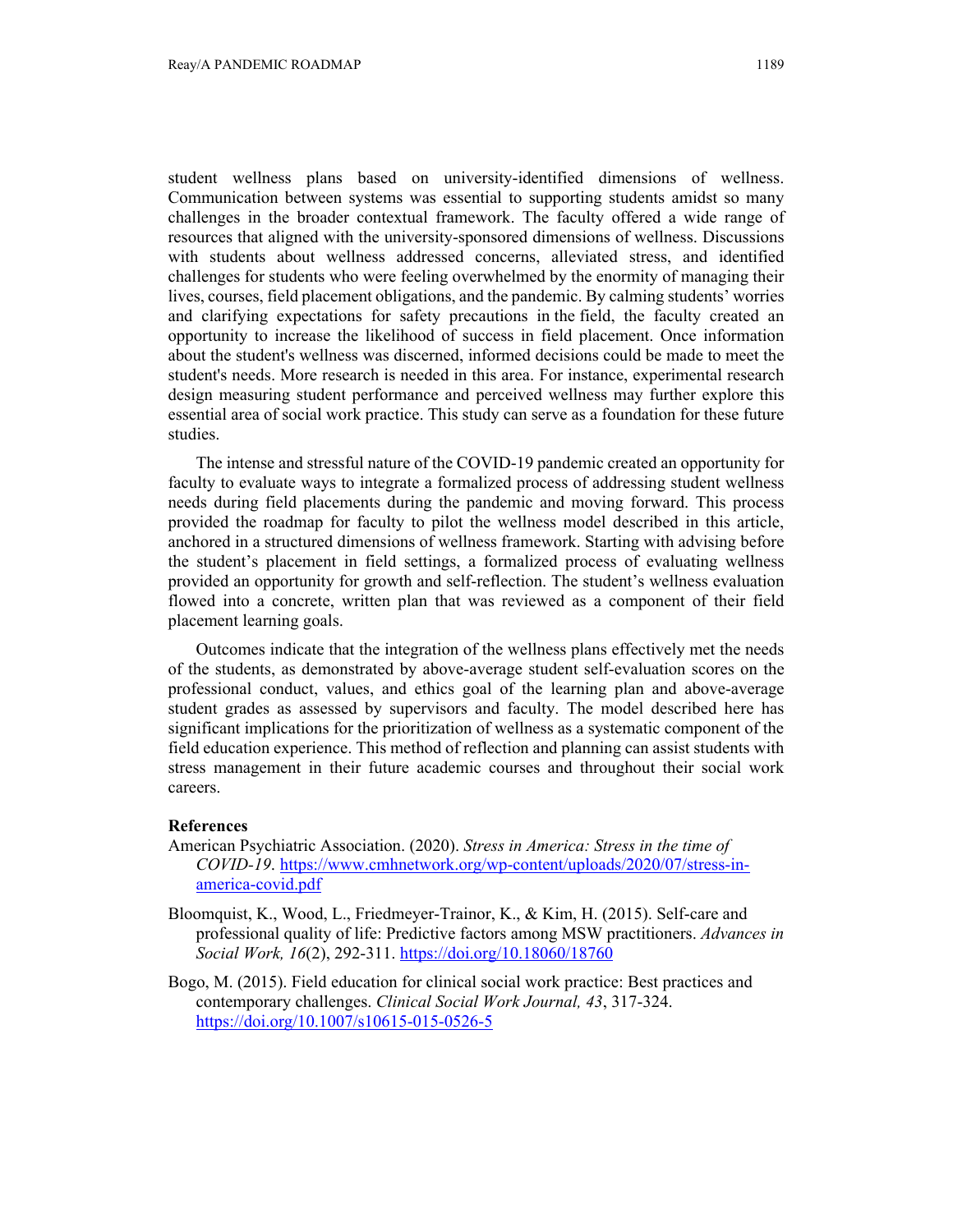student wellness plans based on university-identified dimensions of wellness. Communication between systems was essential to supporting students amidst so many challenges in the broader contextual framework. The faculty offered a wide range of resources that aligned with the university-sponsored dimensions of wellness. Discussions with students about wellness addressed concerns, alleviated stress, and identified challenges for students who were feeling overwhelmed by the enormity of managing their lives, courses, field placement obligations, and the pandemic. By calming students' worries and clarifying expectations for safety precautions in the field, the faculty created an opportunity to increase the likelihood of success in field placement. Once information about the student's wellness was discerned, informed decisions could be made to meet the student's needs. More research is needed in this area. For instance, experimental research design measuring student performance and perceived wellness may further explore this essential area of social work practice. This study can serve as a foundation for these future studies.

The intense and stressful nature of the COVID-19 pandemic created an opportunity for faculty to evaluate ways to integrate a formalized process of addressing student wellness needs during field placements during the pandemic and moving forward. This process provided the roadmap for faculty to pilot the wellness model described in this article, anchored in a structured dimensions of wellness framework. Starting with advising before the student's placement in field settings, a formalized process of evaluating wellness provided an opportunity for growth and self-reflection. The student's wellness evaluation flowed into a concrete, written plan that was reviewed as a component of their field placement learning goals.

Outcomes indicate that the integration of the wellness plans effectively met the needs of the students, as demonstrated by above-average student self-evaluation scores on the professional conduct, values, and ethics goal of the learning plan and above-average student grades as assessed by supervisors and faculty. The model described here has significant implications for the prioritization of wellness as a systematic component of the field education experience. This method of reflection and planning can assist students with stress management in their future academic courses and throughout their social work careers.

## References

American Psychiatric Association. (2020). *Stress in America: Stress in the time of COVID-19*. https://www.cmhnetwork.org/wp-content/uploads/2020/07/stress-in-america-covid.pdf

Bloomquist, K., Wood, L., Friedmeyer-Trainor, K., & Kim, H. (2015). Self-care and professional quality of life: Predictive factors among MSW practitioners. *Advances in Social Work, 16*(2), 292-311. https://doi.org/10.18060/18760

Bogo, M. (2015). Field education for clinical social work practice: Best practices and contemporary challenges. *Clinical Social Work Journal, 43*, 317-324. https://doi.org/10.1007/s10615-015-0526-5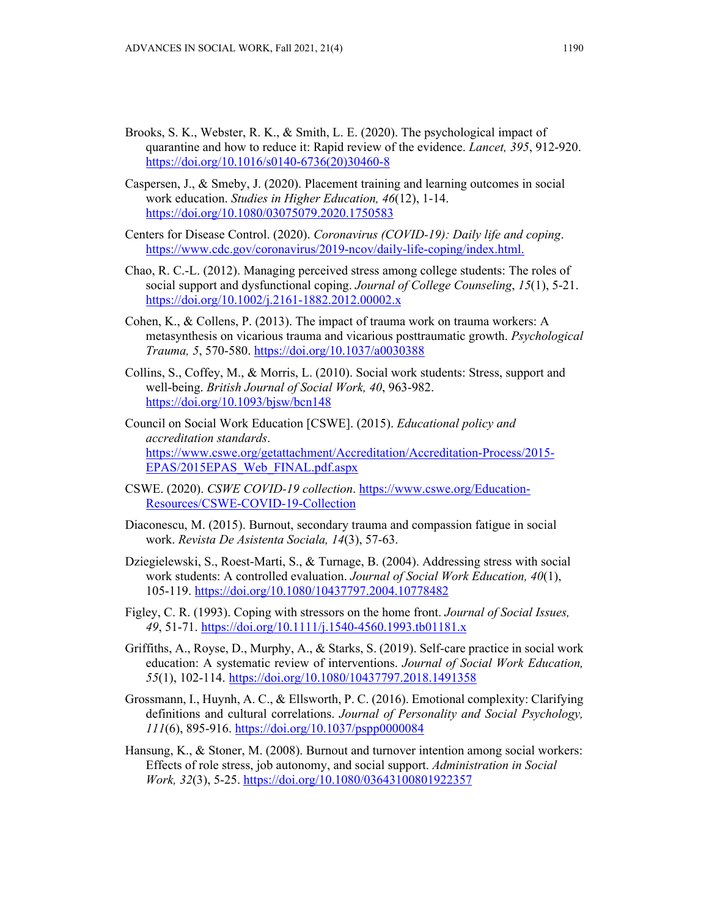Brooks, S. K., Webster, R. K., & Smith, L. E. (2020). The psychological impact of quarantine and how to reduce it: Rapid review of the evidence. *Lancet, 395*, 912-920. https://doi.org/10.1016/s0140-6736(20)30460-8

Caspersen, J., & Smeby, J. (2020). Placement training and learning outcomes in social work education. *Studies in Higher Education, 46*(12), 1-14. https://doi.org/10.1080/03075079.2020.1750583

Centers for Disease Control. (2020). *Coronavirus (COVID-19): Daily life and coping*. https://www.cdc.gov/coronavirus/2019-ncov/daily-life-coping/index.html.

Chao, R. C.-L. (2012). Managing perceived stress among college students: The roles of social support and dysfunctional coping. *Journal of College Counseling*, *15*(1), 5-21. https://doi.org/10.1002/j.2161-1882.2012.00002.x

Cohen, K., & Collens, P. (2013). The impact of trauma work on trauma workers: A metasynthesis on vicarious trauma and vicarious posttraumatic growth. *Psychological Trauma, 5*, 570-580. https://doi.org/10.1037/a0030388

Collins, S., Coffey, M., & Morris, L. (2010). Social work students: Stress, support and well-being. *British Journal of Social Work, 40*, 963-982. https://doi.org/10.1093/bjsw/bcn148

Council on Social Work Education [CSWE]. (2015). *Educational policy and accreditation standards*. https://www.cswe.org/getattachment/Accreditation/Accreditation-Process/2015-EPAS/2015EPAS_Web_FINAL.pdf.aspx

CSWE. (2020). *CSWE COVID-19 collection*. https://www.cswe.org/Education-Resources/CSWE-COVID-19-Collection

Diaconescu, M. (2015). Burnout, secondary trauma and compassion fatigue in social work. *Revista De Asistenta Sociala, 14*(3), 57-63.

Dziegielewski, S., Roest-Marti, S., & Turnage, B. (2004). Addressing stress with social work students: A controlled evaluation. *Journal of Social Work Education, 40*(1), 105-119. https://doi.org/10.1080/10437797.2004.10778482

Figley, C. R. (1993). Coping with stressors on the home front. *Journal of Social Issues, 49*, 51-71. https://doi.org/10.1111/j.1540-4560.1993.tb01181.x

Griffiths, A., Royse, D., Murphy, A., & Starks, S. (2019). Self-care practice in social work education: A systematic review of interventions. *Journal of Social Work Education, 55*(1), 102-114. https://doi.org/10.1080/10437797.2018.1491358

Grossmann, I., Huynh, A. C., & Ellsworth, P. C. (2016). Emotional complexity: Clarifying definitions and cultural correlations. *Journal of Personality and Social Psychology, 111*(6), 895-916. https://doi.org/10.1037/pspp0000084

Hansung, K., & Stoner, M. (2008). Burnout and turnover intention among social workers: Effects of role stress, job autonomy, and social support. *Administration in Social Work, 32*(3), 5-25. https://doi.org/10.1080/03643100801922357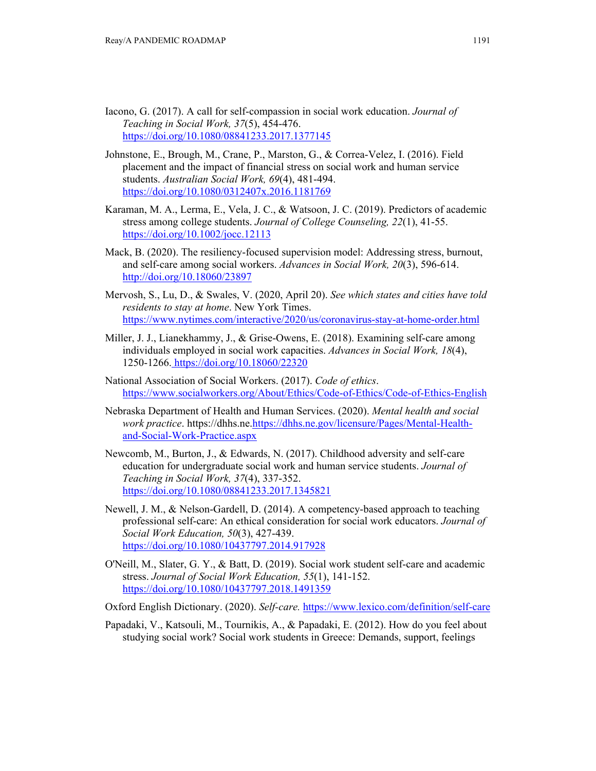Iacono, G. (2017). A call for self-compassion in social work education. *Journal of Teaching in Social Work, 37*(5), 454-476. https://doi.org/10.1080/08841233.2017.1377145

Johnstone, E., Brough, M., Crane, P., Marston, G., & Correa-Velez, I. (2016). Field placement and the impact of financial stress on social work and human service students. *Australian Social Work, 69*(4), 481-494. https://doi.org/10.1080/0312407x.2016.1181769

Karaman, M. A., Lerma, E., Vela, J. C., & Watsoon, J. C. (2019). Predictors of academic stress among college students. *Journal of College Counseling, 22*(1), 41-55. https://doi.org/10.1002/jocc.12113

Mack, B. (2020). The resiliency-focused supervision model: Addressing stress, burnout, and self-care among social workers. *Advances in Social Work, 20*(3), 596-614. http://doi.org/10.18060/23897

Mervosh, S., Lu, D., & Swales, V. (2020, April 20). *See which states and cities have told residents to stay at home*. New York Times. https://www.nytimes.com/interactive/2020/us/coronavirus-stay-at-home-order.html

Miller, J. J., Lianekhammy, J., & Grise-Owens, E. (2018). Examining self-care among individuals employed in social work capacities. *Advances in Social Work, 18*(4), 1250-1266. https://doi.org/10.18060/22320

National Association of Social Workers. (2017). *Code of ethics*. https://www.socialworkers.org/About/Ethics/Code-of-Ethics/Code-of-Ethics-English

Nebraska Department of Health and Human Services. (2020). *Mental health and social work practice*. https://dhhs.ne.https://dhhs.ne.gov/licensure/Pages/Mental-Health-and-Social-Work-Practice.aspx

Newcomb, M., Burton, J., & Edwards, N. (2017). Childhood adversity and self-care education for undergraduate social work and human service students. *Journal of Teaching in Social Work, 37*(4), 337-352. https://doi.org/10.1080/08841233.2017.1345821

Newell, J. M., & Nelson-Gardell, D. (2014). A competency-based approach to teaching professional self-care: An ethical consideration for social work educators. *Journal of Social Work Education, 50*(3), 427-439. https://doi.org/10.1080/10437797.2014.917928

O'Neill, M., Slater, G. Y., & Batt, D. (2019). Social work student self-care and academic stress. *Journal of Social Work Education, 55*(1), 141-152. https://doi.org/10.1080/10437797.2018.1491359

Oxford English Dictionary. (2020). *Self-care.* https://www.lexico.com/definition/self-care

Papadaki, V., Katsouli, M., Tournikis, A., & Papadaki, E. (2012). How do you feel about studying social work? Social work students in Greece: Demands, support, feelings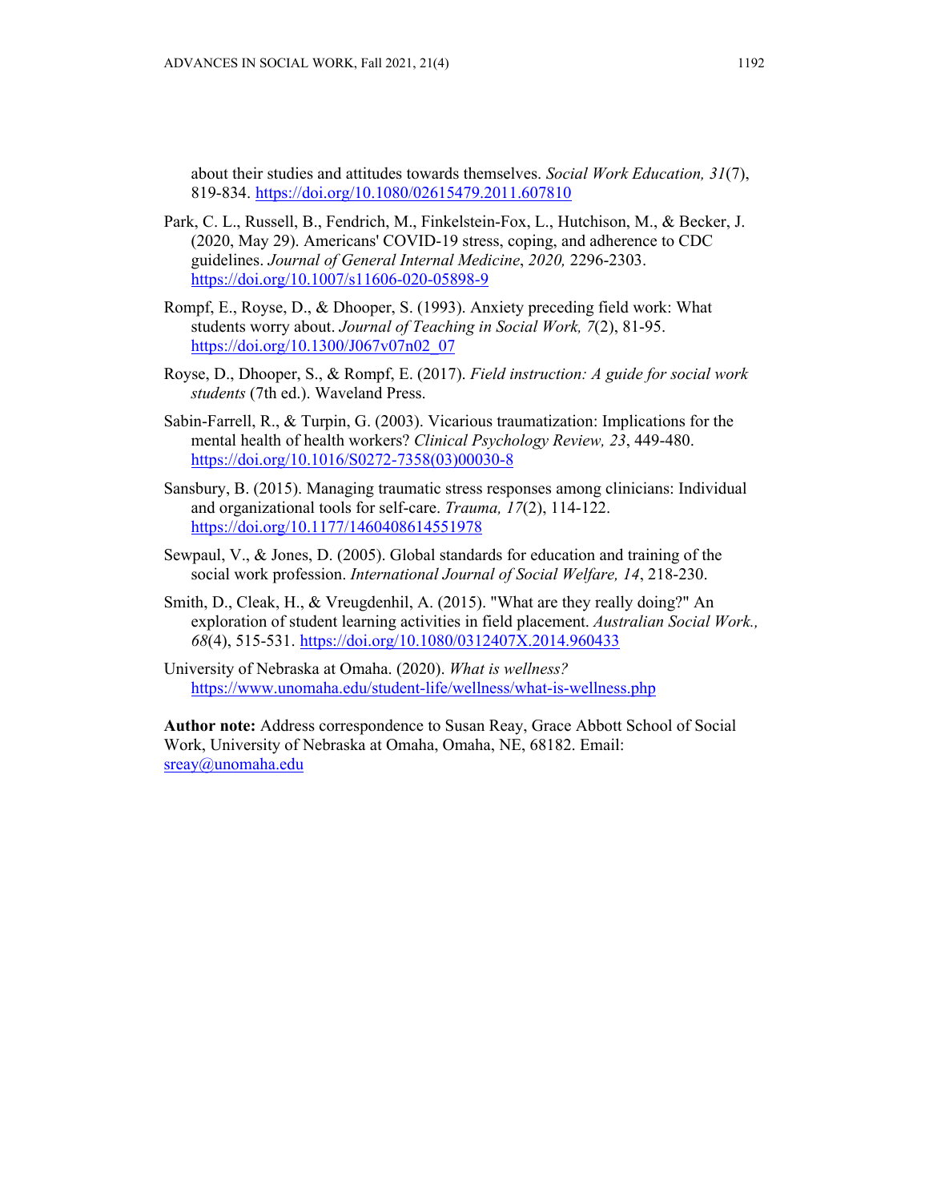about their studies and attitudes towards themselves. *Social Work Education, 31*(7), 819-834. https://doi.org/10.1080/02615479.2011.607810

Park, C. L., Russell, B., Fendrich, M., Finkelstein-Fox, L., Hutchison, M., & Becker, J. (2020, May 29). Americans' COVID-19 stress, coping, and adherence to CDC guidelines. *Journal of General Internal Medicine*, *2020,* 2296-2303. https://doi.org/10.1007/s11606-020-05898-9

Rompf, E., Royse, D., & Dhooper, S. (1993). Anxiety preceding field work: What students worry about. *Journal of Teaching in Social Work, 7*(2), 81-95. https://doi.org/10.1300/J067v07n02_07

Royse, D., Dhooper, S., & Rompf, E. (2017). *Field instruction: A guide for social work students* (7th ed.). Waveland Press.

Sabin-Farrell, R., & Turpin, G. (2003). Vicarious traumatization: Implications for the mental health of health workers? *Clinical Psychology Review, 23*, 449-480. https://doi.org/10.1016/S0272-7358(03)00030-8

Sansbury, B. (2015). Managing traumatic stress responses among clinicians: Individual and organizational tools for self-care. *Trauma, 17*(2), 114-122. https://doi.org/10.1177/1460408614551978

Sewpaul, V., & Jones, D. (2005). Global standards for education and training of the social work profession. *International Journal of Social Welfare, 14*, 218-230.

Smith, D., Cleak, H., & Vreugdenhil, A. (2015). "What are they really doing?" An exploration of student learning activities in field placement. *Australian Social Work., 68*(4), 515-531. https://doi.org/10.1080/0312407X.2014.960433

University of Nebraska at Omaha. (2020). *What is wellness?* https://www.unomaha.edu/student-life/wellness/what-is-wellness.php

**Author note:** Address correspondence to Susan Reay, Grace Abbott School of Social Work, University of Nebraska at Omaha, Omaha, NE, 68182. Email: sreay@unomaha.edu